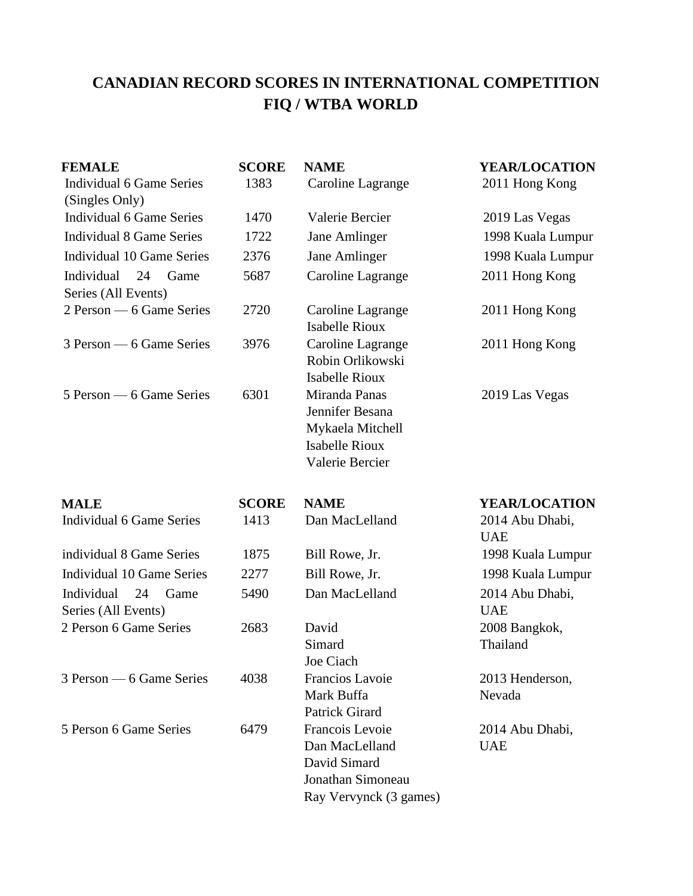# CANADIAN RECORD SCORES IN INTERNATIONAL COMPETITION
## FIQ / WTBA WORLD

| FEMALE | SCORE | NAME | YEAR/LOCATION |
|---|---|---|---|
| Individual 6 Game Series (Singles Only) | 1383 | Caroline Lagrange | 2011 Hong Kong |
| Individual 6 Game Series | 1470 | Valerie Bercier | 2019 Las Vegas |
| Individual 8 Game Series | 1722 | Jane Amlinger | 1998 Kuala Lumpur |
| Individual 10 Game Series | 2376 | Jane Amlinger | 1998 Kuala Lumpur |
| Individual 24 Game Series (All Events) | 5687 | Caroline Lagrange | 2011 Hong Kong |
| 2 Person — 6 Game Series | 2720 | Caroline Lagrange<br>Isabelle Rioux | 2011 Hong Kong |
| 3 Person — 6 Game Series | 3976 | Caroline Lagrange<br>Robin Orlikowski<br>Isabelle Rioux | 2011 Hong Kong |
| 5 Person — 6 Game Series | 6301 | Miranda Panas<br>Jennifer Besana<br>Mykaela Mitchell<br>Isabelle Rioux<br>Valerie Bercier | 2019 Las Vegas |

| MALE | SCORE | NAME | YEAR/LOCATION |
|---|---|---|---|
| Individual 6 Game Series | 1413 | Dan MacLelland | 2014 Abu Dhabi, UAE |
| individual 8 Game Series | 1875 | Bill Rowe, Jr. | 1998 Kuala Lumpur |
| Individual 10 Game Series | 2277 | Bill Rowe, Jr. | 1998 Kuala Lumpur |
| Individual 24 Game Series (All Events) | 5490 | Dan MacLelland | 2014 Abu Dhabi, UAE |
| 2 Person 6 Game Series | 2683 | David<br>Simard<br>Joe Ciach | 2008 Bangkok, Thailand |
| 3 Person — 6 Game Series | 4038 | Francios Lavoie<br>Mark Buffa<br>Patrick Girard | 2013 Henderson, Nevada |
| 5 Person 6 Game Series | 6479 | Francois Levoie<br>Dan MacLelland<br>David Simard<br>Jonathan Simoneau<br>Ray Vervynck (3 games) | 2014 Abu Dhabi, UAE |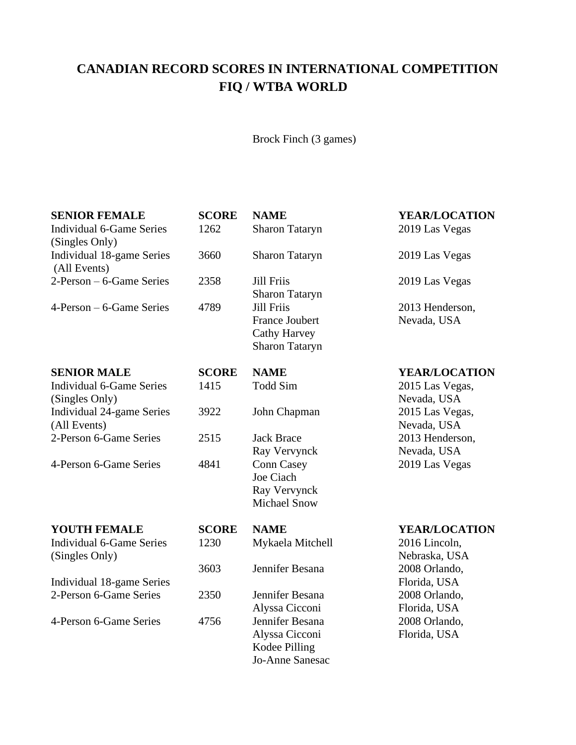# CANADIAN RECORD SCORES IN INTERNATIONAL COMPETITION FIQ / WTBA WORLD

Brock Finch (3 games)

| SENIOR FEMALE | SCORE | NAME | YEAR/LOCATION |
|---|---|---|---|
| Individual 6-Game Series (Singles Only) | 1262 | Sharon Tataryn | 2019 Las Vegas |
| Individual 18-game Series (All Events) | 3660 | Sharon Tataryn | 2019 Las Vegas |
| 2-Person – 6-Game Series | 2358 | Jill Friis<br>Sharon Tataryn | 2019 Las Vegas |
| 4-Person – 6-Game Series | 4789 | Jill Friis<br>France Joubert<br>Cathy Harvey<br>Sharon Tataryn | 2013 Henderson, Nevada, USA |

| SENIOR MALE | SCORE | NAME | YEAR/LOCATION |
|---|---|---|---|
| Individual 6-Game Series (Singles Only) | 1415 | Todd Sim | 2015 Las Vegas, Nevada, USA |
| Individual 24-game Series (All Events) | 3922 | John Chapman | 2015 Las Vegas, Nevada, USA |
| 2-Person 6-Game Series | 2515 | Jack Brace<br>Ray Vervynck | 2013 Henderson, Nevada, USA |
| 4-Person 6-Game Series | 4841 | Conn Casey<br>Joe Ciach<br>Ray Vervynck<br>Michael Snow | 2019 Las Vegas |

| YOUTH FEMALE | SCORE | NAME | YEAR/LOCATION |
|---|---|---|---|
| Individual 6-Game Series (Singles Only) | 1230 | Mykaela Mitchell | 2016 Lincoln, Nebraska, USA |
| Individual 18-game Series | 3603 | Jennifer Besana | 2008 Orlando, Florida, USA |
| 2-Person 6-Game Series | 2350 | Jennifer Besana<br>Alyssa Cicconi | 2008 Orlando, Florida, USA |
| 4-Person 6-Game Series | 4756 | Jennifer Besana<br>Alyssa Cicconi<br>Kodee Pilling<br>Jo-Anne Sanesac | 2008 Orlando, Florida, USA |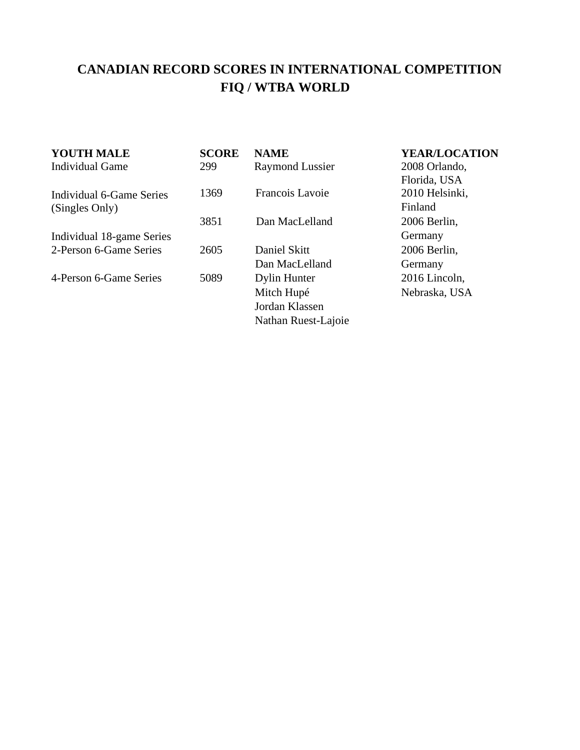# CANADIAN RECORD SCORES IN INTERNATIONAL COMPETITION
## FIQ / WTBA WORLD

| YOUTH MALE | SCORE | NAME | YEAR/LOCATION |
|---|---|---|---|
| Individual Game | 299 | Raymond Lussier | 2008 Orlando, Florida, USA |
| Individual 6-Game Series (Singles Only) | 1369 | Francois Lavoie | 2010 Helsinki, Finland |
| Individual 18-game Series | 3851 | Dan MacLelland | 2006 Berlin, Germany |
| 2-Person 6-Game Series | 2605 | Daniel Skitt<br>Dan MacLelland | 2006 Berlin, Germany |
| 4-Person 6-Game Series | 5089 | Dylin Hunter<br>Mitch Hupé<br>Jordan Klassen<br>Nathan Ruest-Lajoie | 2016 Lincoln, Nebraska, USA |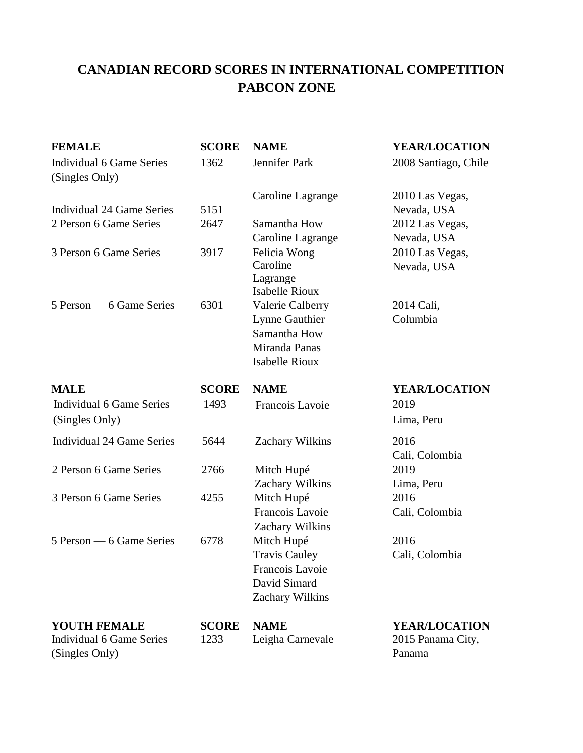## CANADIAN RECORD SCORES IN INTERNATIONAL COMPETITION PABCON ZONE

| FEMALE | SCORE | NAME | YEAR/LOCATION |
|---|---|---|---|
| Individual 6 Game Series (Singles Only) | 1362 | Jennifer Park | 2008 Santiago, Chile |
| Individual 24 Game Series | 5151 | Caroline Lagrange | 2010 Las Vegas, Nevada, USA |
| 2 Person 6 Game Series | 2647 | Samantha How<br>Caroline Lagrange | 2012 Las Vegas, Nevada, USA |
| 3 Person 6 Game Series | 3917 | Felicia Wong<br>Caroline Lagrange<br>Isabelle Rioux | 2010 Las Vegas, Nevada, USA |
| 5 Person — 6 Game Series | 6301 | Valerie Calberry<br>Lynne Gauthier<br>Samantha How<br>Miranda Panas<br>Isabelle Rioux | 2014 Cali, Columbia |

| MALE | SCORE | NAME | YEAR/LOCATION |
|---|---|---|---|
| Individual 6 Game Series (Singles Only) | 1493 | Francois Lavoie | 2019 Lima, Peru |
| Individual 24 Game Series | 5644 | Zachary Wilkins | 2016 Cali, Colombia |
| 2 Person 6 Game Series | 2766 | Mitch Hupé<br>Zachary Wilkins | 2019 Lima, Peru |
| 3 Person 6 Game Series | 4255 | Mitch Hupé<br>Francois Lavoie<br>Zachary Wilkins | 2016 Cali, Colombia |
| 5 Person — 6 Game Series | 6778 | Mitch Hupé<br>Travis Cauley<br>Francois Lavoie<br>David Simard<br>Zachary Wilkins | 2016 Cali, Colombia |

| YOUTH FEMALE | SCORE | NAME | YEAR/LOCATION |
|---|---|---|---|
| Individual 6 Game Series (Singles Only) | 1233 | Leigha Carnevale | 2015 Panama City, Panama |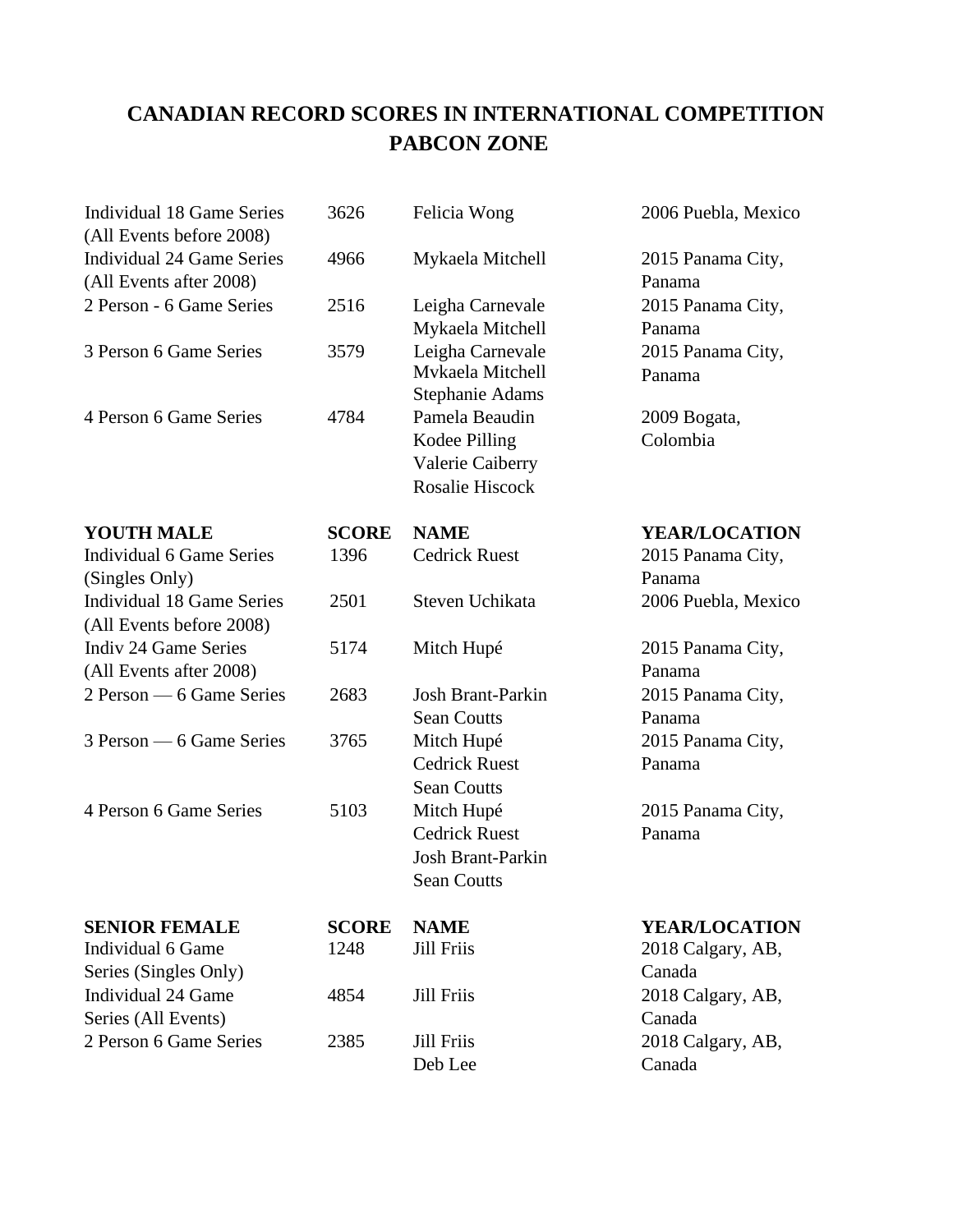# CANADIAN RECORD SCORES IN INTERNATIONAL COMPETITION PABCON ZONE

| | | | |
|---|---|---|---|
| Individual 18 Game Series (All Events before 2008) | 3626 | Felicia Wong | 2006 Puebla, Mexico |
| Individual 24 Game Series (All Events after 2008) | 4966 | Mykaela Mitchell | 2015 Panama City, Panama |
| 2 Person - 6 Game Series | 2516 | Leigha Carnevale<br>Mykaela Mitchell | 2015 Panama City, Panama |
| 3 Person 6 Game Series | 3579 | Leigha Carnevale<br>Mvkaela Mitchell<br>Stephanie Adams | 2015 Panama City, Panama |
| 4 Person 6 Game Series | 4784 | Pamela Beaudin<br>Kodee Pilling<br>Valerie Caiberry<br>Rosalie Hiscock | 2009 Bogata, Colombia |

| **YOUTH MALE** | **SCORE** | **NAME** | **YEAR/LOCATION** |
|---|---|---|---|
| Individual 6 Game Series (Singles Only) | 1396 | Cedrick Ruest | 2015 Panama City, Panama |
| Individual 18 Game Series (All Events before 2008) | 2501 | Steven Uchikata | 2006 Puebla, Mexico |
| Indiv 24 Game Series (All Events after 2008) | 5174 | Mitch Hupé | 2015 Panama City, Panama |
| 2 Person — 6 Game Series | 2683 | Josh Brant-Parkin<br>Sean Coutts | 2015 Panama City, Panama |
| 3 Person — 6 Game Series | 3765 | Mitch Hupé<br>Cedrick Ruest<br>Sean Coutts | 2015 Panama City, Panama |
| 4 Person 6 Game Series | 5103 | Mitch Hupé<br>Cedrick Ruest<br>Josh Brant-Parkin<br>Sean Coutts | 2015 Panama City, Panama |

| **SENIOR FEMALE** | **SCORE** | **NAME** | **YEAR/LOCATION** |
|---|---|---|---|
| Individual 6 Game Series (Singles Only) | 1248 | Jill Friis | 2018 Calgary, AB, Canada |
| Individual 24 Game Series (All Events) | 4854 | Jill Friis | 2018 Calgary, AB, Canada |
| 2 Person 6 Game Series | 2385 | Jill Friis<br>Deb Lee | 2018 Calgary, AB, Canada |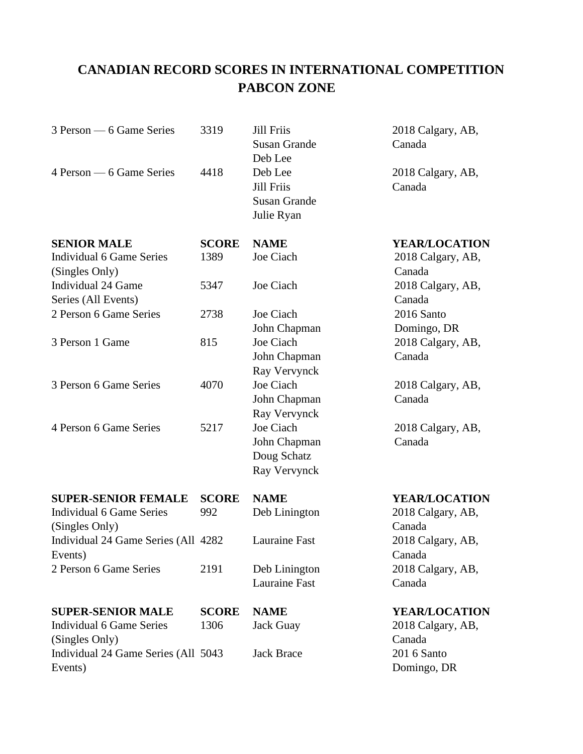# CANADIAN RECORD SCORES IN INTERNATIONAL COMPETITION
## PABCON ZONE

| | | | |
|---|---|---|---|
| 3 Person — 6 Game Series | 3319 | Jill Friis<br>Susan Grande<br>Deb Lee | 2018 Calgary, AB, Canada |
| 4 Person — 6 Game Series | 4418 | Deb Lee<br>Jill Friis<br>Susan Grande<br>Julie Ryan | 2018 Calgary, AB, Canada |

| **SENIOR MALE** | **SCORE** | **NAME** | **YEAR/LOCATION** |
|---|---|---|---|
| Individual 6 Game Series (Singles Only) | 1389 | Joe Ciach | 2018 Calgary, AB, Canada |
| Individual 24 Game Series (All Events) | 5347 | Joe Ciach | 2018 Calgary, AB, Canada |
| 2 Person 6 Game Series | 2738 | Joe Ciach<br>John Chapman | 2016 Santo Domingo, DR |
| 3 Person 1 Game | 815 | Joe Ciach<br>John Chapman<br>Ray Vervynck | 2018 Calgary, AB, Canada |
| 3 Person 6 Game Series | 4070 | Joe Ciach<br>John Chapman<br>Ray Vervynck | 2018 Calgary, AB, Canada |
| 4 Person 6 Game Series | 5217 | Joe Ciach<br>John Chapman<br>Doug Schatz<br>Ray Vervynck | 2018 Calgary, AB, Canada |

| **SUPER-SENIOR FEMALE** | **SCORE** | **NAME** | **YEAR/LOCATION** |
|---|---|---|---|
| Individual 6 Game Series (Singles Only) | 992 | Deb Linington | 2018 Calgary, AB, Canada |
| Individual 24 Game Series (All Events) | 4282 | Lauraine Fast | 2018 Calgary, AB, Canada |
| 2 Person 6 Game Series | 2191 | Deb Linington<br>Lauraine Fast | 2018 Calgary, AB, Canada |

| **SUPER-SENIOR MALE** | **SCORE** | **NAME** | **YEAR/LOCATION** |
|---|---|---|---|
| Individual 6 Game Series (Singles Only) | 1306 | Jack Guay | 2018 Calgary, AB, Canada |
| Individual 24 Game Series (All Events) | 5043 | Jack Brace | 201 6 Santo Domingo, DR |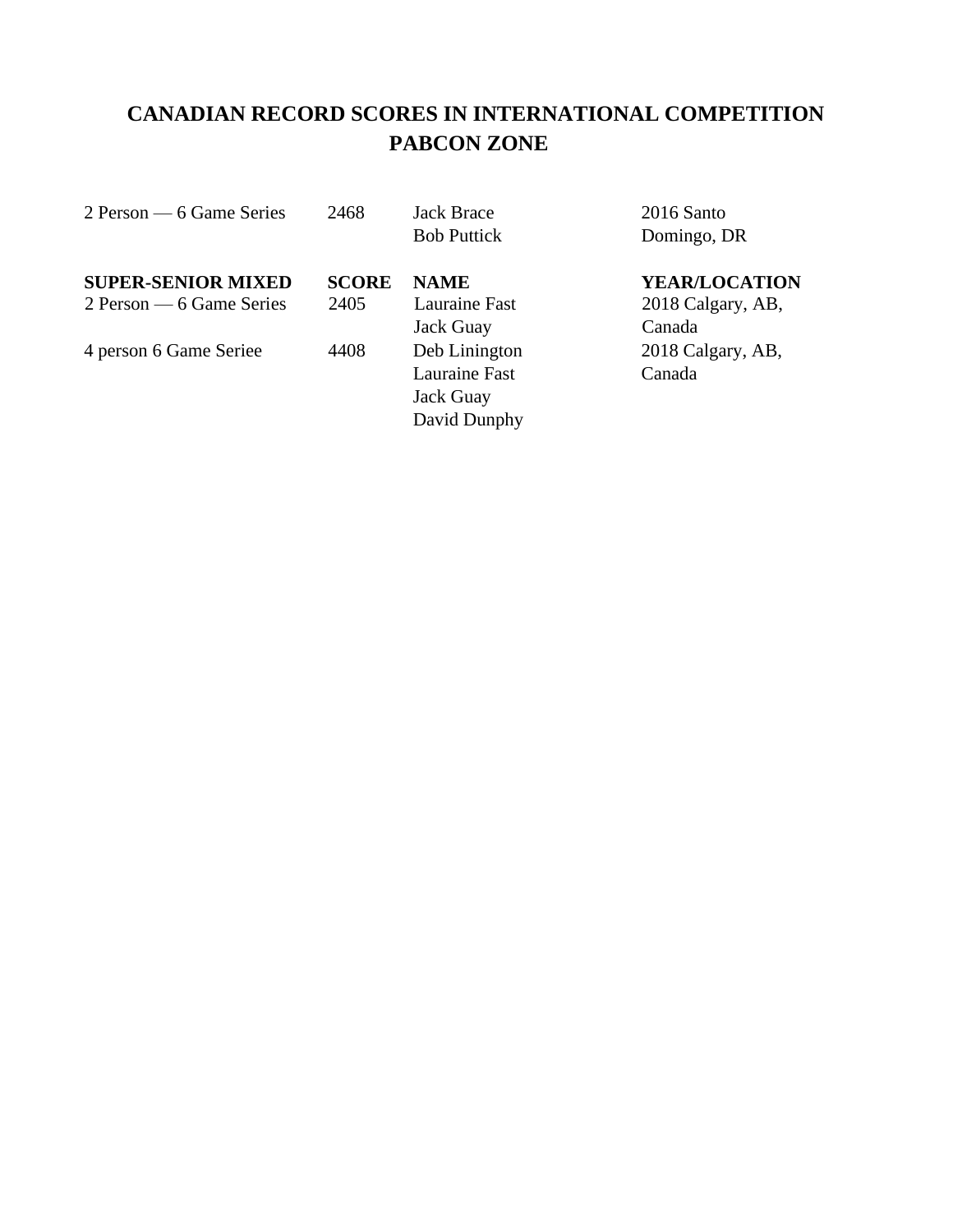## CANADIAN RECORD SCORES IN INTERNATIONAL COMPETITION PABCON ZONE

| | | | |
|---|---|---|---|
| 2 Person — 6 Game Series | 2468 | Jack Brace<br>Bob Puttick | 2016 Santo Domingo, DR |
| **SUPER-SENIOR MIXED** | **SCORE** | **NAME** | **YEAR/LOCATION** |
| 2 Person — 6 Game Series | 2405 | Lauraine Fast<br>Jack Guay | 2018 Calgary, AB, Canada |
| 4 person 6 Game Seriee | 4408 | Deb Linington<br>Lauraine Fast<br>Jack Guay<br>David Dunphy | 2018 Calgary, AB, Canada |